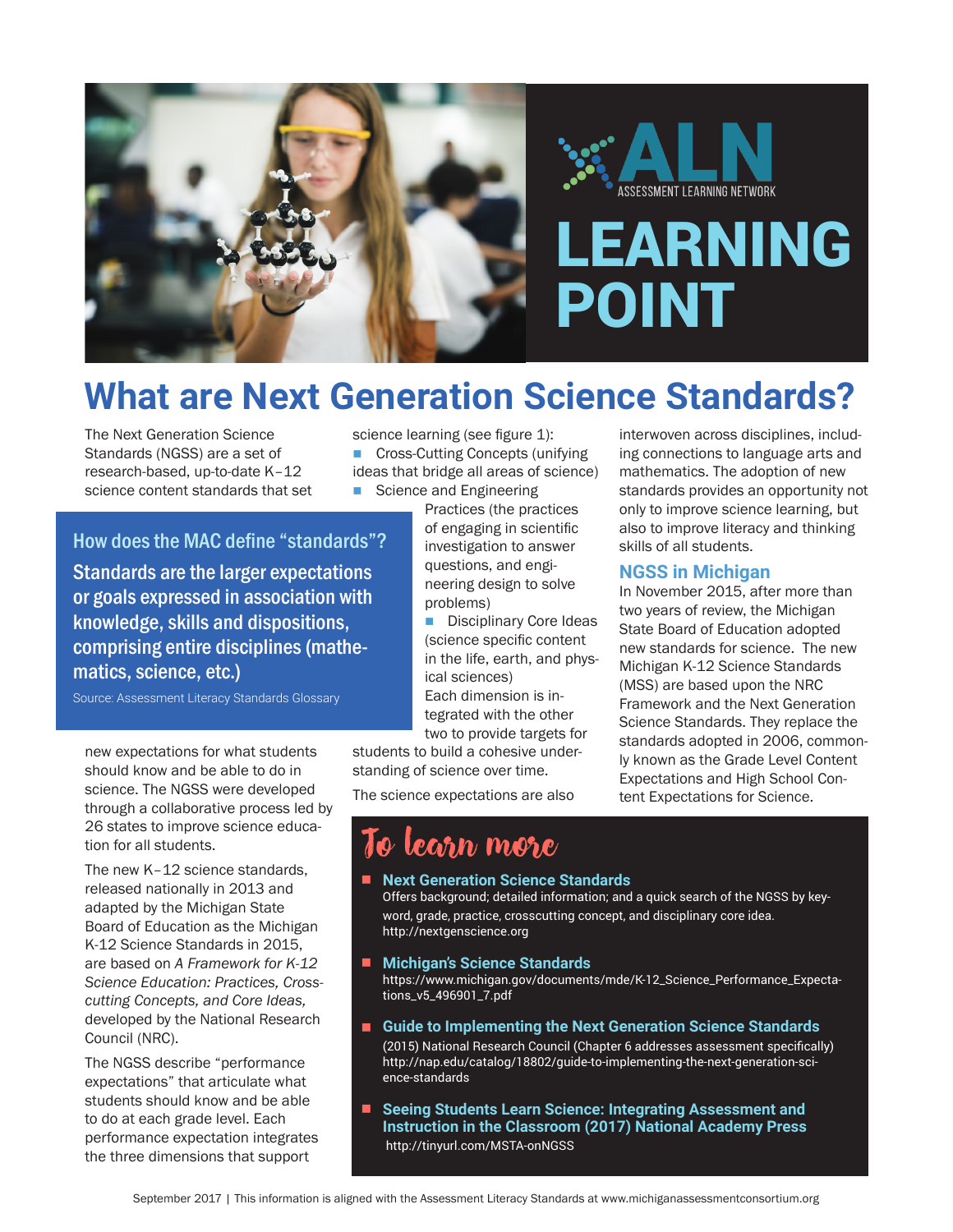ALN — ASSESSMENT LEARNING NETWORK

# LEARNING POINT

## What are Next Generation Science Standards?

The Next Generation Science Standards (NGSS) are a set of research-based, up-to-date K–12 science content standards that set new expectations for what students should know and be able to do in science. The NGSS were developed through a collaborative process led by 26 states to improve science education for all students.

> **How does the MAC define "standards"?**
>
> **Standards are the larger expectations or goals expressed in association with knowledge, skills and dispositions, comprising entire disciplines (mathematics, science, etc.)**
>
> Source: Assessment Literacy Standards Glossary

The new K–12 science standards, released nationally in 2013 and adapted by the Michigan State Board of Education as the Michigan K-12 Science Standards in 2015, are based on *A Framework for K-12 Science Education: Practices, Crosscutting Concepts, and Core Ideas,* developed by the National Research Council (NRC).

The NGSS describe "performance expectations" that articulate what students should know and be able to do at each grade level. Each performance expectation integrates the three dimensions that support science learning (see figure 1):

- Cross-Cutting Concepts (unifying ideas that bridge all areas of science)
- Science and Engineering Practices (the practices of engaging in scientific investigation to answer questions, and engineering design to solve problems)
- Disciplinary Core Ideas (science specific content in the life, earth, and physical sciences)

Each dimension is integrated with the other two to provide targets for students to build a cohesive understanding of science over time.

The science expectations are also interwoven across disciplines, including connections to language arts and mathematics. The adoption of new standards provides an opportunity not only to improve science learning, but also to improve literacy and thinking skills of all students.

### NGSS in Michigan

In November 2015, after more than two years of review, the Michigan State Board of Education adopted new standards for science. The new Michigan K-12 Science Standards (MSS) are based upon the NRC Framework and the Next Generation Science Standards. They replace the standards adopted in 2006, commonly known as the Grade Level Content Expectations and High School Content Expectations for Science.

### To learn more

- **Next Generation Science Standards**
  Offers background; detailed information; and a quick search of the NGSS by keyword, grade, practice, crosscutting concept, and disciplinary core idea.
  http://nextgenscience.org
- **Michigan's Science Standards**
  https://www.michigan.gov/documents/mde/K-12_Science_Performance_Expectations_v5_496901_7.pdf
- **Guide to Implementing the Next Generation Science Standards**
  (2015) National Research Council (Chapter 6 addresses assessment specifically)
  http://nap.edu/catalog/18802/guide-to-implementing-the-next-generation-science-standards
- **Seeing Students Learn Science: Integrating Assessment and Instruction in the Classroom (2017) National Academy Press**
  http://tinyurl.com/MSTA-onNGSS

September 2017 | This information is aligned with the Assessment Literacy Standards at www.michiganassessmentconsortium.org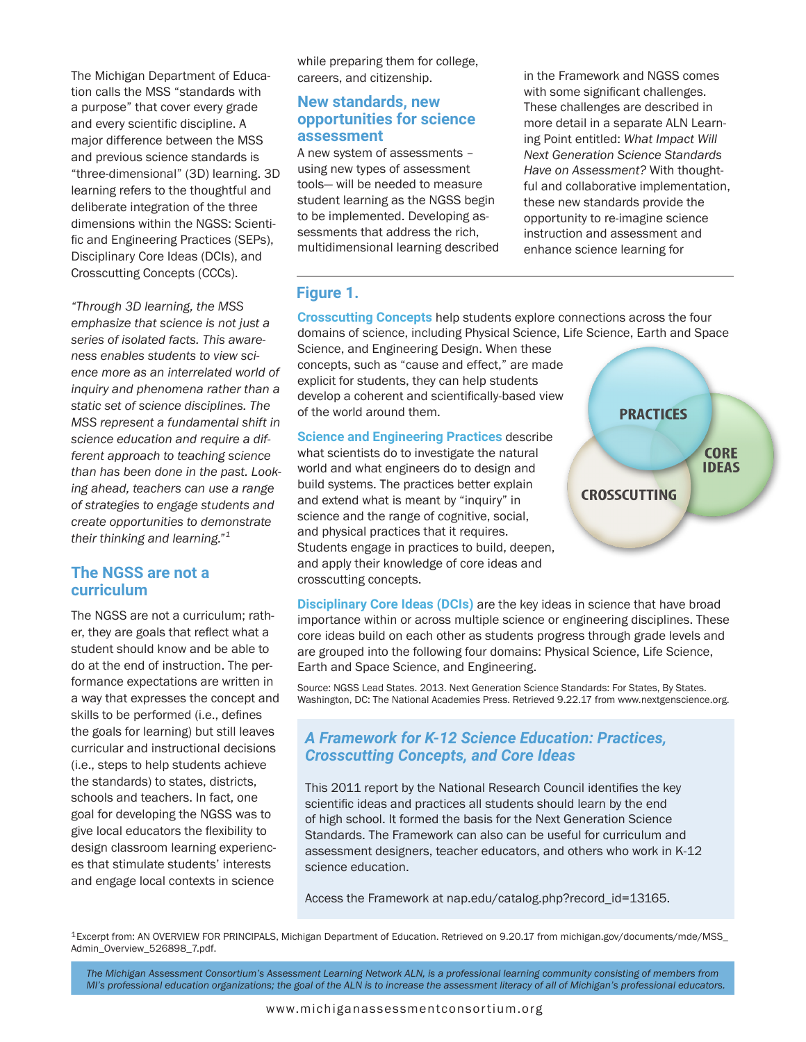The Michigan Department of Education calls the MSS "standards with a purpose" that cover every grade and every scientific discipline. A major difference between the MSS and previous science standards is "three-dimensional" (3D) learning. 3D learning refers to the thoughtful and deliberate integration of the three dimensions within the NGSS: Scientific and Engineering Practices (SEPs), Disciplinary Core Ideas (DCIs), and Crosscutting Concepts (CCCs).

*"Through 3D learning, the MSS emphasize that science is not just a series of isolated facts. This awareness enables students to view science more as an interrelated world of inquiry and phenomena rather than a static set of science disciplines. The MSS represent a fundamental shift in science education and require a different approach to teaching science than has been done in the past. Looking ahead, teachers can use a range of strategies to engage students and create opportunities to demonstrate their thinking and learning."*[1]

## The NGSS are not a curriculum

The NGSS are not a curriculum; rather, they are goals that reflect what a student should know and be able to do at the end of instruction. The performance expectations are written in a way that expresses the concept and skills to be performed (i.e., defines the goals for learning) but still leaves curricular and instructional decisions (i.e., steps to help students achieve the standards) to states, districts, schools and teachers. In fact, one goal for developing the NGSS was to give local educators the flexibility to design classroom learning experiences that stimulate students' interests and engage local contexts in science while preparing them for college, careers, and citizenship.

## New standards, new opportunities for science assessment

A new system of assessments – using new types of assessment tools— will be needed to measure student learning as the NGSS begin to be implemented. Developing assessments that address the rich, multidimensional learning described in the Framework and NGSS comes with some significant challenges. These challenges are described in more detail in a separate ALN Learning Point entitled: *What Impact Will Next Generation Science Standards Have on Assessment?* With thoughtful and collaborative implementation, these new standards provide the opportunity to re-imagine science instruction and assessment and enhance science learning for

## Figure 1.

**Crosscutting Concepts** help students explore connections across the four domains of science, including Physical Science, Life Science, Earth and Space Science, and Engineering Design. When these concepts, such as "cause and effect," are made explicit for students, they can help students develop a coherent and scientifically-based view of the world around them.

PRACTICES

CORE IDEAS

CROSSCUTTING

**Science and Engineering Practices** describe what scientists do to investigate the natural world and what engineers do to design and build systems. The practices better explain and extend what is meant by "inquiry" in science and the range of cognitive, social, and physical practices that it requires. Students engage in practices to build, deepen, and apply their knowledge of core ideas and crosscutting concepts.

**Disciplinary Core Ideas (DCIs)** are the key ideas in science that have broad importance within or across multiple science or engineering disciplines. These core ideas build on each other as students progress through grade levels and are grouped into the following four domains: Physical Science, Life Science, Earth and Space Science, and Engineering.

Source: NGSS Lead States. 2013. Next Generation Science Standards: For States, By States. Washington, DC: The National Academies Press. Retrieved 9.22.17 from www.nextgenscience.org.

### *A Framework for K-12 Science Education: Practices, Crosscutting Concepts, and Core Ideas*

This 2011 report by the National Research Council identifies the key scientific ideas and practices all students should learn by the end of high school. It formed the basis for the Next Generation Science Standards. The Framework can also can be useful for curriculum and assessment designers, teacher educators, and others who work in K-12 science education.

Access the Framework at nap.edu/catalog.php?record_id=13165.

[1]Excerpt from: AN OVERVIEW FOR PRINCIPALS, Michigan Department of Education. Retrieved on 9.20.17 from michigan.gov/documents/mde/MSS_Admin_Overview_526898_7.pdf.

*The Michigan Assessment Consortium's Assessment Learning Network ALN, is a professional learning community consisting of members from MI's professional education organizations; the goal of the ALN is to increase the assessment literacy of all of Michigan's professional educators.*

www.michiganassessmentconsortium.org